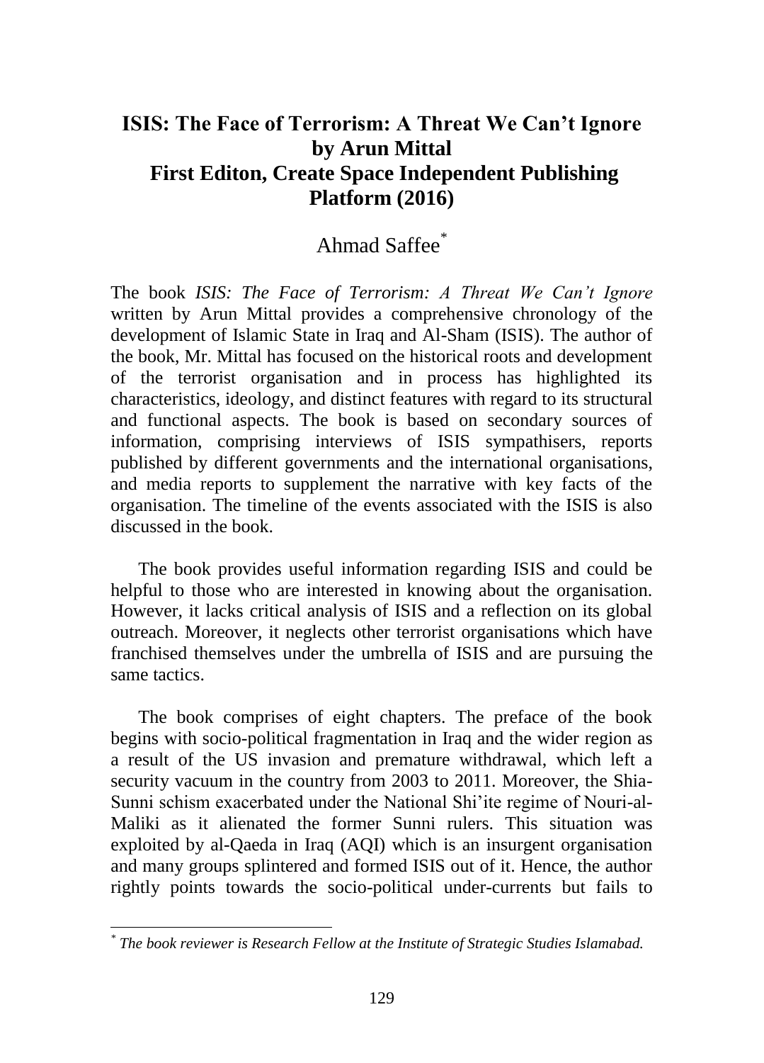# ISIS: The Face of Terrorism: A Threat We Can't Ignore by Arun Mittal First Editon, Create Space Independent Publishing Platform (2016)

Ahmad Saffee*

The book *ISIS: The Face of Terrorism: A Threat We Can't Ignore* written by Arun Mittal provides a comprehensive chronology of the development of Islamic State in Iraq and Al-Sham (ISIS). The author of the book, Mr. Mittal has focused on the historical roots and development of the terrorist organisation and in process has highlighted its characteristics, ideology, and distinct features with regard to its structural and functional aspects. The book is based on secondary sources of information, comprising interviews of ISIS sympathisers, reports published by different governments and the international organisations, and media reports to supplement the narrative with key facts of the organisation. The timeline of the events associated with the ISIS is also discussed in the book.

The book provides useful information regarding ISIS and could be helpful to those who are interested in knowing about the organisation. However, it lacks critical analysis of ISIS and a reflection on its global outreach. Moreover, it neglects other terrorist organisations which have franchised themselves under the umbrella of ISIS and are pursuing the same tactics.

The book comprises of eight chapters. The preface of the book begins with socio-political fragmentation in Iraq and the wider region as a result of the US invasion and premature withdrawal, which left a security vacuum in the country from 2003 to 2011. Moreover, the Shia-Sunni schism exacerbated under the National Shi'ite regime of Nouri-al-Maliki as it alienated the former Sunni rulers. This situation was exploited by al-Qaeda in Iraq (AQI) which is an insurgent organisation and many groups splintered and formed ISIS out of it. Hence, the author rightly points towards the socio-political under-currents but fails to

---

* *The book reviewer is Research Fellow at the Institute of Strategic Studies Islamabad.*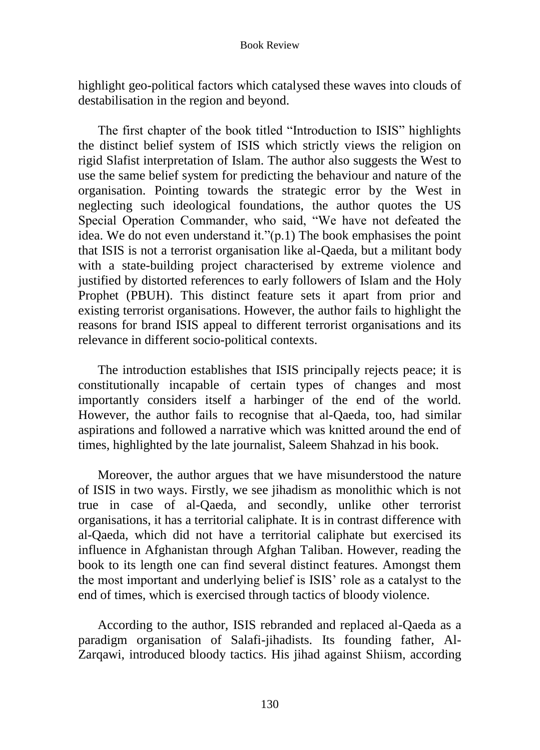highlight geo-political factors which catalysed these waves into clouds of destabilisation in the region and beyond.

The first chapter of the book titled "Introduction to ISIS" highlights the distinct belief system of ISIS which strictly views the religion on rigid Slafist interpretation of Islam. The author also suggests the West to use the same belief system for predicting the behaviour and nature of the organisation. Pointing towards the strategic error by the West in neglecting such ideological foundations, the author quotes the US Special Operation Commander, who said, "We have not defeated the idea. We do not even understand it."(p.1) The book emphasises the point that ISIS is not a terrorist organisation like al-Qaeda, but a militant body with a state-building project characterised by extreme violence and justified by distorted references to early followers of Islam and the Holy Prophet (PBUH). This distinct feature sets it apart from prior and existing terrorist organisations. However, the author fails to highlight the reasons for brand ISIS appeal to different terrorist organisations and its relevance in different socio-political contexts.

The introduction establishes that ISIS principally rejects peace; it is constitutionally incapable of certain types of changes and most importantly considers itself a harbinger of the end of the world. However, the author fails to recognise that al-Qaeda, too, had similar aspirations and followed a narrative which was knitted around the end of times, highlighted by the late journalist, Saleem Shahzad in his book.

Moreover, the author argues that we have misunderstood the nature of ISIS in two ways. Firstly, we see jihadism as monolithic which is not true in case of al-Qaeda, and secondly, unlike other terrorist organisations, it has a territorial caliphate. It is in contrast difference with al-Qaeda, which did not have a territorial caliphate but exercised its influence in Afghanistan through Afghan Taliban. However, reading the book to its length one can find several distinct features. Amongst them the most important and underlying belief is ISIS' role as a catalyst to the end of times, which is exercised through tactics of bloody violence.

According to the author, ISIS rebranded and replaced al-Qaeda as a paradigm organisation of Salafi-jihadists. Its founding father, Al-Zarqawi, introduced bloody tactics. His jihad against Shiism, according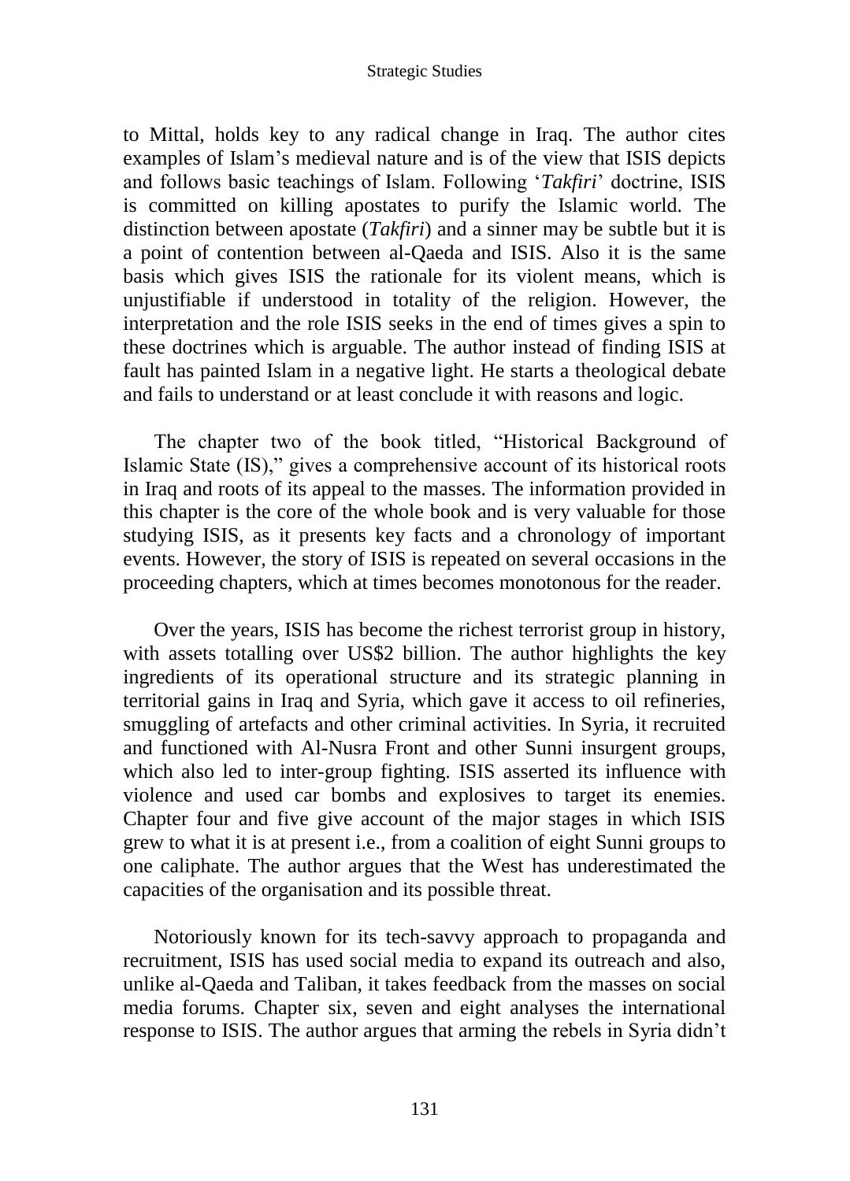to Mittal, holds key to any radical change in Iraq. The author cites examples of Islam's medieval nature and is of the view that ISIS depicts and follows basic teachings of Islam. Following '*Takfiri*' doctrine, ISIS is committed on killing apostates to purify the Islamic world. The distinction between apostate (*Takfiri*) and a sinner may be subtle but it is a point of contention between al-Qaeda and ISIS. Also it is the same basis which gives ISIS the rationale for its violent means, which is unjustifiable if understood in totality of the religion. However, the interpretation and the role ISIS seeks in the end of times gives a spin to these doctrines which is arguable. The author instead of finding ISIS at fault has painted Islam in a negative light. He starts a theological debate and fails to understand or at least conclude it with reasons and logic.

The chapter two of the book titled, "Historical Background of Islamic State (IS)," gives a comprehensive account of its historical roots in Iraq and roots of its appeal to the masses. The information provided in this chapter is the core of the whole book and is very valuable for those studying ISIS, as it presents key facts and a chronology of important events. However, the story of ISIS is repeated on several occasions in the proceeding chapters, which at times becomes monotonous for the reader.

Over the years, ISIS has become the richest terrorist group in history, with assets totalling over US$2 billion. The author highlights the key ingredients of its operational structure and its strategic planning in territorial gains in Iraq and Syria, which gave it access to oil refineries, smuggling of artefacts and other criminal activities. In Syria, it recruited and functioned with Al-Nusra Front and other Sunni insurgent groups, which also led to inter-group fighting. ISIS asserted its influence with violence and used car bombs and explosives to target its enemies. Chapter four and five give account of the major stages in which ISIS grew to what it is at present i.e., from a coalition of eight Sunni groups to one caliphate. The author argues that the West has underestimated the capacities of the organisation and its possible threat.

Notoriously known for its tech-savvy approach to propaganda and recruitment, ISIS has used social media to expand its outreach and also, unlike al-Qaeda and Taliban, it takes feedback from the masses on social media forums. Chapter six, seven and eight analyses the international response to ISIS. The author argues that arming the rebels in Syria didn't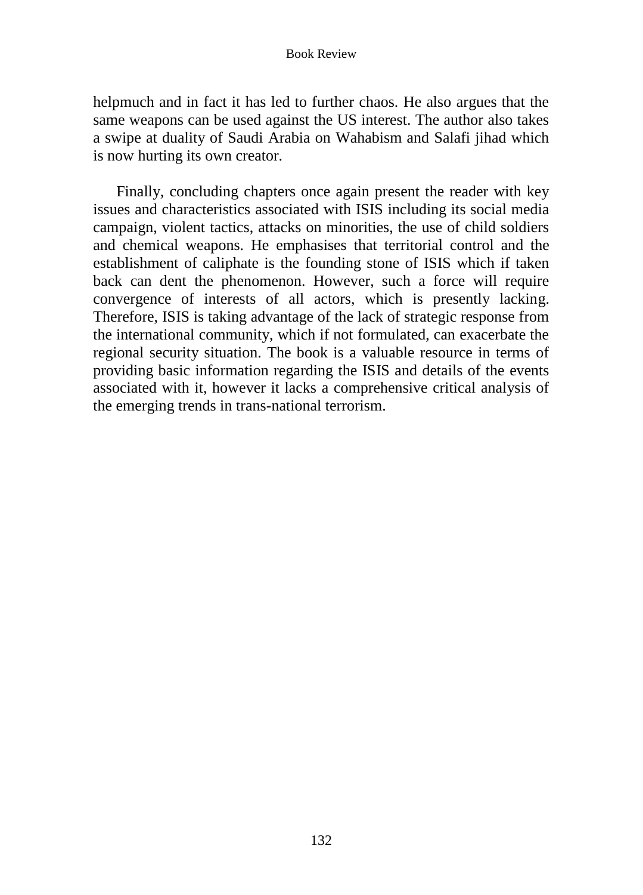helpmuch and in fact it has led to further chaos. He also argues that the same weapons can be used against the US interest. The author also takes a swipe at duality of Saudi Arabia on Wahabism and Salafi jihad which is now hurting its own creator.

Finally, concluding chapters once again present the reader with key issues and characteristics associated with ISIS including its social media campaign, violent tactics, attacks on minorities, the use of child soldiers and chemical weapons. He emphasises that territorial control and the establishment of caliphate is the founding stone of ISIS which if taken back can dent the phenomenon. However, such a force will require convergence of interests of all actors, which is presently lacking. Therefore, ISIS is taking advantage of the lack of strategic response from the international community, which if not formulated, can exacerbate the regional security situation. The book is a valuable resource in terms of providing basic information regarding the ISIS and details of the events associated with it, however it lacks a comprehensive critical analysis of the emerging trends in trans-national terrorism.